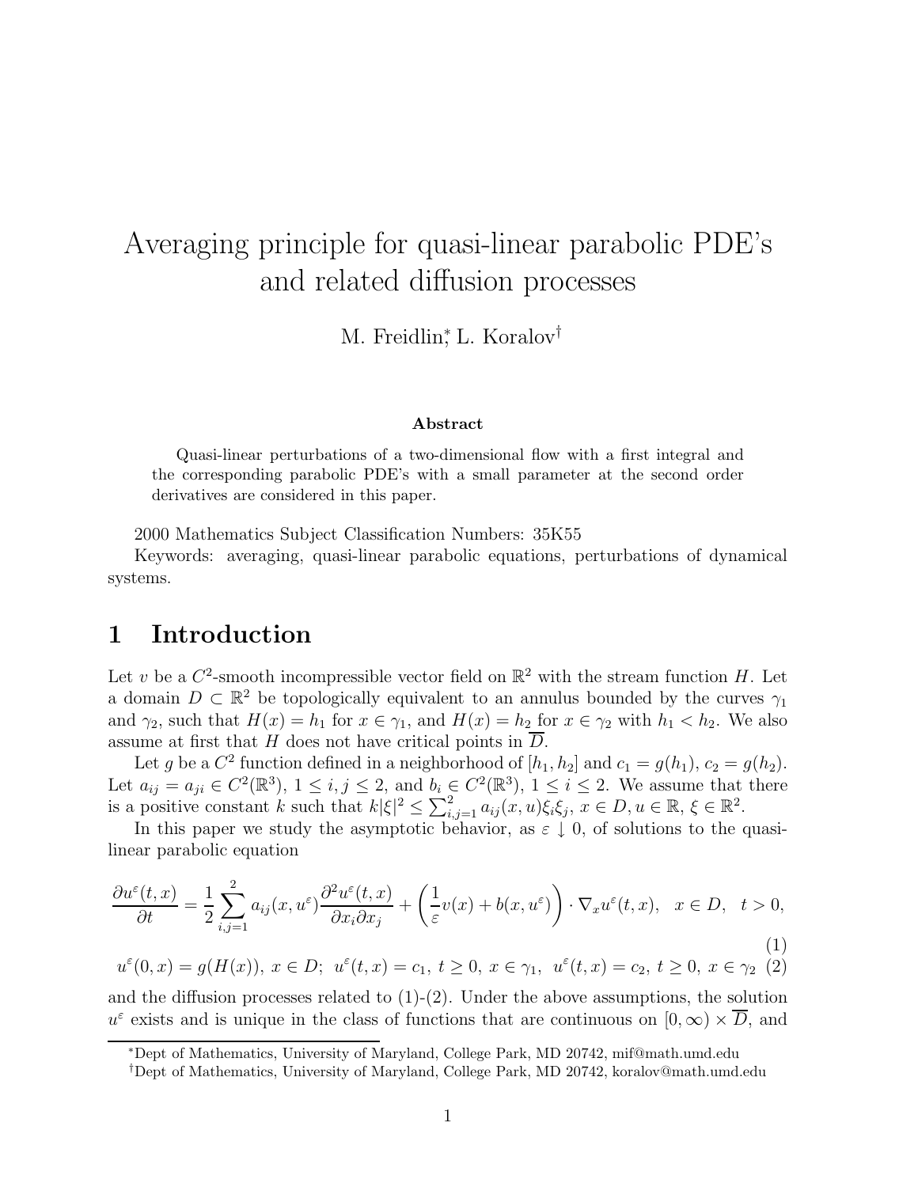# Averaging principle for quasi-linear parabolic PDE's and related diffusion processes

M. Freidlin[*], L. Koralov[†]

**Abstract**

Quasi-linear perturbations of a two-dimensional flow with a first integral and the corresponding parabolic PDE's with a small parameter at the second order derivatives are considered in this paper.

2000 Mathematics Subject Classification Numbers: 35K55

Keywords: averaging, quasi-linear parabolic equations, perturbations of dynamical systems.

## 1 Introduction

Let $v$ be a $C^2$-smooth incompressible vector field on $\mathbb{R}^2$ with the stream function $H$. Let a domain $D \subset \mathbb{R}^2$ be topologically equivalent to an annulus bounded by the curves $\gamma_1$ and $\gamma_2$, such that $H(x) = h_1$ for $x \in \gamma_1$, and $H(x) = h_2$ for $x \in \gamma_2$ with $h_1 < h_2$. We also assume at first that $H$ does not have critical points in $\overline{D}$.

Let $g$ be a $C^2$ function defined in a neighborhood of $[h_1, h_2]$ and $c_1 = g(h_1)$, $c_2 = g(h_2)$. Let $a_{ij} = a_{ji} \in C^2(\mathbb{R}^3)$, $1 \leq i, j \leq 2$, and $b_i \in C^2(\mathbb{R}^3)$, $1 \leq i \leq 2$. We assume that there is a positive constant $k$ such that $k|\xi|^2 \leq \sum_{i,j=1}^2 a_{ij}(x, u)\xi_i \xi_j$, $x \in D, u \in \mathbb{R}$, $\xi \in \mathbb{R}^2$.

In this paper we study the asymptotic behavior, as $\varepsilon \downarrow 0$, of solutions to the quasi-linear parabolic equation

$$\frac{\partial u^\varepsilon(t,x)}{\partial t} = \frac{1}{2}\sum_{i,j=1}^{2} a_{ij}(x, u^\varepsilon)\frac{\partial^2 u^\varepsilon(t,x)}{\partial x_i \partial x_j} + \left(\frac{1}{\varepsilon}v(x) + b(x, u^\varepsilon)\right) \cdot \nabla_x u^\varepsilon(t,x), \quad x \in D, \quad t > 0, \tag{1}$$

$$u^\varepsilon(0,x) = g(H(x)),\ x \in D;\ \ u^\varepsilon(t,x) = c_1,\ t \geq 0,\ x \in \gamma_1,\ \ u^\varepsilon(t,x) = c_2,\ t \geq 0,\ x \in \gamma_2 \tag{2}$$

and the diffusion processes related to (1)-(2). Under the above assumptions, the solution $u^\varepsilon$ exists and is unique in the class of functions that are continuous on $[0, \infty) \times \overline{D}$, and

[*]Dept of Mathematics, University of Maryland, College Park, MD 20742, mif@math.umd.edu

[†]Dept of Mathematics, University of Maryland, College Park, MD 20742, koralov@math.umd.edu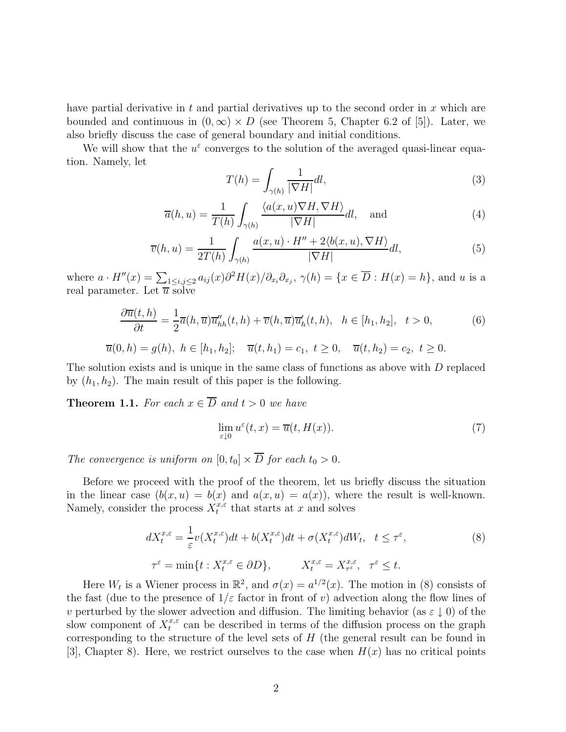have partial derivative in $t$ and partial derivatives up to the second order in $x$ which are bounded and continuous in $(0,\infty) \times D$ (see Theorem 5, Chapter 6.2 of [5]). Later, we also briefly discuss the case of general boundary and initial conditions.

We will show that the $u^\varepsilon$ converges to the solution of the averaged quasi-linear equation. Namely, let

$$T(h) = \int_{\gamma(h)} \frac{1}{|\nabla H|} dl, \tag{3}$$

$$\overline{a}(h,u) = \frac{1}{T(h)} \int_{\gamma(h)} \frac{\langle a(x,u)\nabla H, \nabla H\rangle}{|\nabla H|} dl, \quad \text{and} \tag{4}$$

$$\overline{v}(h,u) = \frac{1}{2T(h)} \int_{\gamma(h)} \frac{a(x,u)\cdot H'' + 2\langle b(x,u), \nabla H\rangle}{|\nabla H|} dl, \tag{5}$$

where $a \cdot H''(x) = \sum_{1 \le i,j \le 2} a_{ij}(x) \partial^2 H(x)/\partial_{x_i}\partial_{x_j}$, $\gamma(h) = \{x \in \overline{D} : H(x) = h\}$, and $u$ is a real parameter. Let $\overline{u}$ solve

$$\frac{\partial \overline{u}(t,h)}{\partial t} = \frac{1}{2}\overline{a}(h,\overline{u})\overline{u}''_{hh}(t,h) + \overline{v}(h,\overline{u})\overline{u}'_h(t,h), \quad h \in [h_1,h_2], \quad t > 0, \tag{6}$$

$$\overline{u}(0,h) = g(h),\ h \in [h_1,h_2]; \quad \overline{u}(t,h_1) = c_1,\ t \ge 0, \quad \overline{u}(t,h_2) = c_2,\ t \ge 0.$$

The solution exists and is unique in the same class of functions as above with $D$ replaced by $(h_1,h_2)$. The main result of this paper is the following.

**Theorem 1.1.** *For each $x \in \overline{D}$ and $t > 0$ we have*

$$\lim_{\varepsilon \downarrow 0} u^\varepsilon(t,x) = \overline{u}(t, H(x)). \tag{7}$$

*The convergence is uniform on $[0,t_0] \times \overline{D}$ for each $t_0 > 0$.*

Before we proceed with the proof of the theorem, let us briefly discuss the situation in the linear case ($b(x,u) = b(x)$ and $a(x,u) = a(x)$), where the result is well-known. Namely, consider the process $X_t^{x,\varepsilon}$ that starts at $x$ and solves

$$dX_t^{x,\varepsilon} = \frac{1}{\varepsilon} v(X_t^{x,\varepsilon})dt + b(X_t^{x,\varepsilon})dt + \sigma(X_t^{x,\varepsilon})dW_t, \quad t \le \tau^\varepsilon, \tag{8}$$

$$\tau^\varepsilon = \min\{t : X_t^{x,\varepsilon} \in \partial D\}, \qquad X_t^{x,\varepsilon} = X_{\tau^\varepsilon}^{x,\varepsilon}, \quad \tau^\varepsilon \le t.$$

Here $W_t$ is a Wiener process in $\mathbb{R}^2$, and $\sigma(x) = a^{1/2}(x)$. The motion in (8) consists of the fast (due to the presence of $1/\varepsilon$ factor in front of $v$) advection along the flow lines of $v$ perturbed by the slower advection and diffusion. The limiting behavior (as $\varepsilon \downarrow 0$) of the slow component of $X_t^{x,\varepsilon}$ can be described in terms of the diffusion process on the graph corresponding to the structure of the level sets of $H$ (the general result can be found in [3], Chapter 8). Here, we restrict ourselves to the case when $H(x)$ has no critical points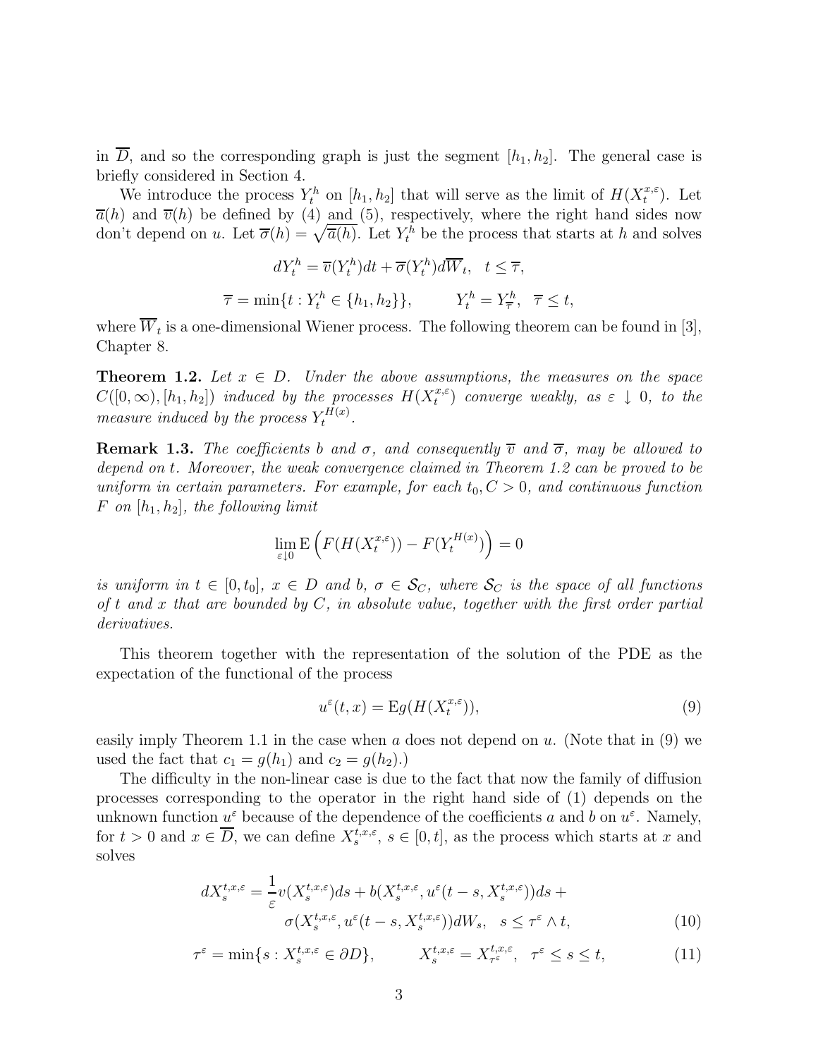in $\overline{D}$, and so the corresponding graph is just the segment $[h_1, h_2]$. The general case is briefly considered in Section 4.

We introduce the process $Y_t^h$ on $[h_1, h_2]$ that will serve as the limit of $H(X_t^{x,\varepsilon})$. Let $\overline{a}(h)$ and $\overline{v}(h)$ be defined by (4) and (5), respectively, where the right hand sides now don't depend on $u$. Let $\overline{\sigma}(h) = \sqrt{\overline{a}(h)}$. Let $Y_t^h$ be the process that starts at $h$ and solves

$$dY_t^h = \overline{v}(Y_t^h)dt + \overline{\sigma}(Y_t^h)d\overline{W}_t, \quad t \leq \overline{\tau},$$

$$\overline{\tau} = \min\{t : Y_t^h \in \{h_1, h_2\}\}, \qquad Y_t^h = Y_{\overline{\tau}}^h, \quad \overline{\tau} \leq t,$$

where $\overline{W}_t$ is a one-dimensional Wiener process. The following theorem can be found in [3], Chapter 8.

**Theorem 1.2.** *Let $x \in D$. Under the above assumptions, the measures on the space $C([0,\infty), [h_1, h_2])$ induced by the processes $H(X_t^{x,\varepsilon})$ converge weakly, as $\varepsilon \downarrow 0$, to the measure induced by the process $Y_t^{H(x)}$.*

**Remark 1.3.** *The coefficients $b$ and $\sigma$, and consequently $\overline{v}$ and $\overline{\sigma}$, may be allowed to depend on $t$. Moreover, the weak convergence claimed in Theorem 1.2 can be proved to be uniform in certain parameters. For example, for each $t_0, C > 0$, and continuous function $F$ on $[h_1, h_2]$, the following limit*

$$\lim_{\varepsilon \downarrow 0} \mathrm{E}\left(F(H(X_t^{x,\varepsilon})) - F(Y_t^{H(x)})\right) = 0$$

*is uniform in $t \in [0, t_0]$, $x \in D$ and $b$, $\sigma \in \mathcal{S}_C$, where $\mathcal{S}_C$ is the space of all functions of $t$ and $x$ that are bounded by $C$, in absolute value, together with the first order partial derivatives.*

This theorem together with the representation of the solution of the PDE as the expectation of the functional of the process

$$u^\varepsilon(t,x) = \mathrm{E}g(H(X_t^{x,\varepsilon})), \tag{9}$$

easily imply Theorem 1.1 in the case when $a$ does not depend on $u$. (Note that in (9) we used the fact that $c_1 = g(h_1)$ and $c_2 = g(h_2)$.)

The difficulty in the non-linear case is due to the fact that now the family of diffusion processes corresponding to the operator in the right hand side of (1) depends on the unknown function $u^\varepsilon$ because of the dependence of the coefficients $a$ and $b$ on $u^\varepsilon$. Namely, for $t > 0$ and $x \in \overline{D}$, we can define $X_s^{t,x,\varepsilon}$, $s \in [0,t]$, as the process which starts at $x$ and solves

$$dX_s^{t,x,\varepsilon} = \frac{1}{\varepsilon}v(X_s^{t,x,\varepsilon})ds + b(X_s^{t,x,\varepsilon}, u^\varepsilon(t-s, X_s^{t,x,\varepsilon}))ds + \sigma(X_s^{t,x,\varepsilon}, u^\varepsilon(t-s, X_s^{t,x,\varepsilon}))dW_s, \quad s \leq \tau^\varepsilon \wedge t, \tag{10}$$

$$\tau^\varepsilon = \min\{s : X_s^{t,x,\varepsilon} \in \partial D\}, \qquad X_s^{t,x,\varepsilon} = X_{\tau^\varepsilon}^{t,x,\varepsilon}, \quad \tau^\varepsilon \leq s \leq t, \tag{11}$$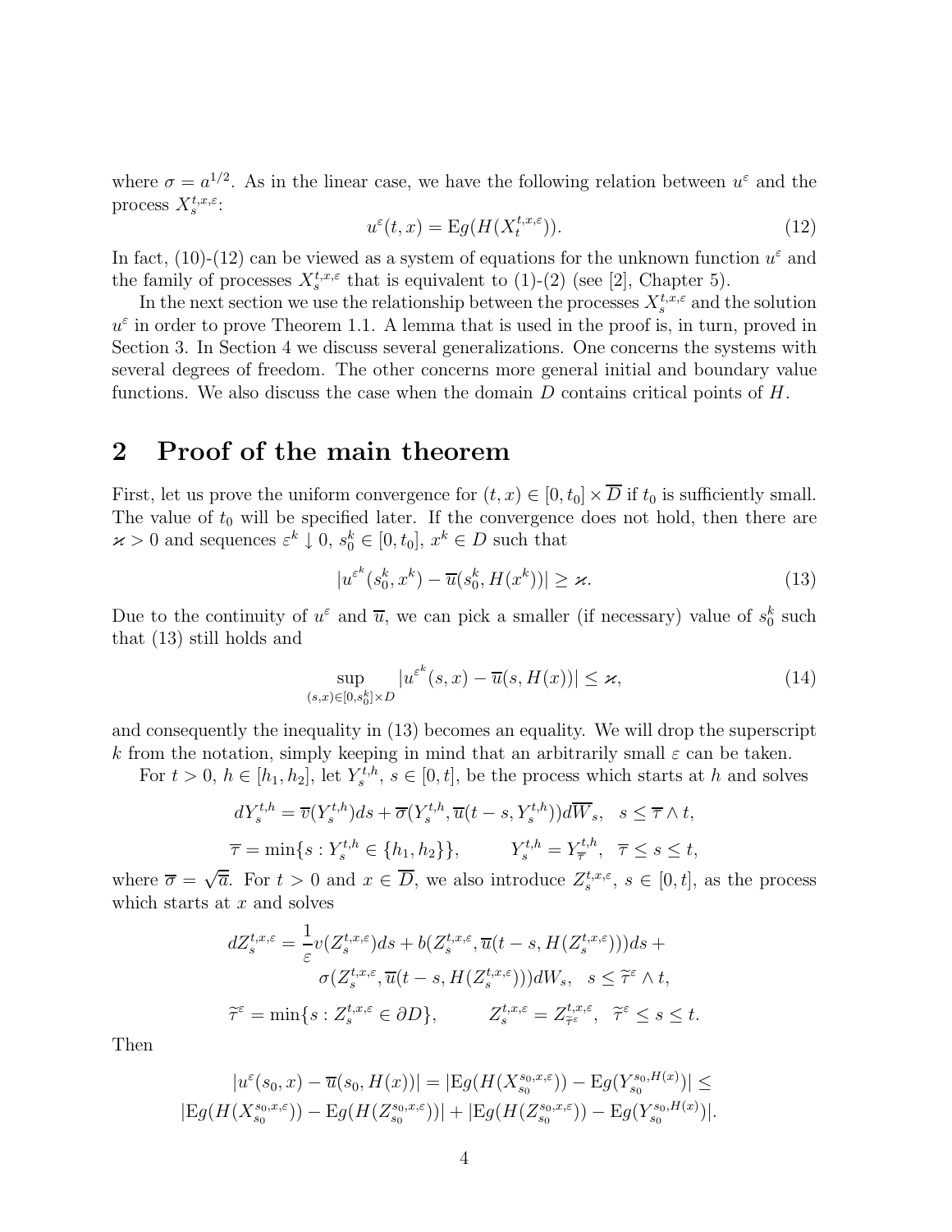where $\sigma = a^{1/2}$. As in the linear case, we have the following relation between $u^\varepsilon$ and the process $X_s^{t,x,\varepsilon}$:

$$u^\varepsilon(t,x) = \mathrm{E}g(H(X_t^{t,x,\varepsilon})). \tag{12}$$

In fact, (10)-(12) can be viewed as a system of equations for the unknown function $u^\varepsilon$ and the family of processes $X_s^{t,x,\varepsilon}$ that is equivalent to (1)-(2) (see [2], Chapter 5).

In the next section we use the relationship between the processes $X_s^{t,x,\varepsilon}$ and the solution $u^\varepsilon$ in order to prove Theorem 1.1. A lemma that is used in the proof is, in turn, proved in Section 3. In Section 4 we discuss several generalizations. One concerns the systems with several degrees of freedom. The other concerns more general initial and boundary value functions. We also discuss the case when the domain $D$ contains critical points of $H$.

## 2 Proof of the main theorem

First, let us prove the uniform convergence for $(t,x) \in [0,t_0] \times \overline{D}$ if $t_0$ is sufficiently small. The value of $t_0$ will be specified later. If the convergence does not hold, then there are $\varkappa > 0$ and sequences $\varepsilon^k \downarrow 0$, $s_0^k \in [0,t_0]$, $x^k \in D$ such that

$$|u^{\varepsilon^k}(s_0^k, x^k) - \overline{u}(s_0^k, H(x^k))| \geq \varkappa. \tag{13}$$

Due to the continuity of $u^\varepsilon$ and $\overline{u}$, we can pick a smaller (if necessary) value of $s_0^k$ such that (13) still holds and

$$\sup_{(s,x)\in[0,s_0^k]\times D} |u^{\varepsilon^k}(s,x) - \overline{u}(s,H(x))| \leq \varkappa, \tag{14}$$

and consequently the inequality in (13) becomes an equality. We will drop the superscript $k$ from the notation, simply keeping in mind that an arbitrarily small $\varepsilon$ can be taken.

For $t > 0$, $h \in [h_1, h_2]$, let $Y_s^{t,h}$, $s \in [0,t]$, be the process which starts at $h$ and solves

$$dY_s^{t,h} = \overline{v}(Y_s^{t,h})ds + \overline{\sigma}(Y_s^{t,h}, \overline{u}(t-s, Y_s^{t,h}))d\overline{W}_s, \quad s \leq \overline{\tau} \wedge t,$$

$$\overline{\tau} = \min\{s : Y_s^{t,h} \in \{h_1, h_2\}\}, \qquad Y_s^{t,h} = Y_{\overline{\tau}}^{t,h}, \quad \overline{\tau} \leq s \leq t,$$

where $\overline{\sigma} = \sqrt{\overline{a}}$. For $t > 0$ and $x \in \overline{D}$, we also introduce $Z_s^{t,x,\varepsilon}$, $s \in [0,t]$, as the process which starts at $x$ and solves

$$dZ_s^{t,x,\varepsilon} = \frac{1}{\varepsilon}v(Z_s^{t,x,\varepsilon})ds + b(Z_s^{t,x,\varepsilon}, \overline{u}(t-s, H(Z_s^{t,x,\varepsilon})))ds +$$
$$\sigma(Z_s^{t,x,\varepsilon}, \overline{u}(t-s, H(Z_s^{t,x,\varepsilon})))dW_s, \quad s \leq \widetilde{\tau}^\varepsilon \wedge t,$$

$$\widetilde{\tau}^\varepsilon = \min\{s : Z_s^{t,x,\varepsilon} \in \partial D\}, \qquad Z_s^{t,x,\varepsilon} = Z_{\widetilde{\tau}^\varepsilon}^{t,x,\varepsilon}, \quad \widetilde{\tau}^\varepsilon \leq s \leq t.$$

Then

$$|u^\varepsilon(s_0,x) - \overline{u}(s_0,H(x))| = |\mathrm{E}g(H(X_{s_0}^{s_0,x,\varepsilon})) - \mathrm{E}g(Y_{s_0}^{s_0,H(x)})| \leq$$
$$|\mathrm{E}g(H(X_{s_0}^{s_0,x,\varepsilon})) - \mathrm{E}g(H(Z_{s_0}^{s_0,x,\varepsilon}))| + |\mathrm{E}g(H(Z_{s_0}^{s_0,x,\varepsilon})) - \mathrm{E}g(Y_{s_0}^{s_0,H(x)})|.$$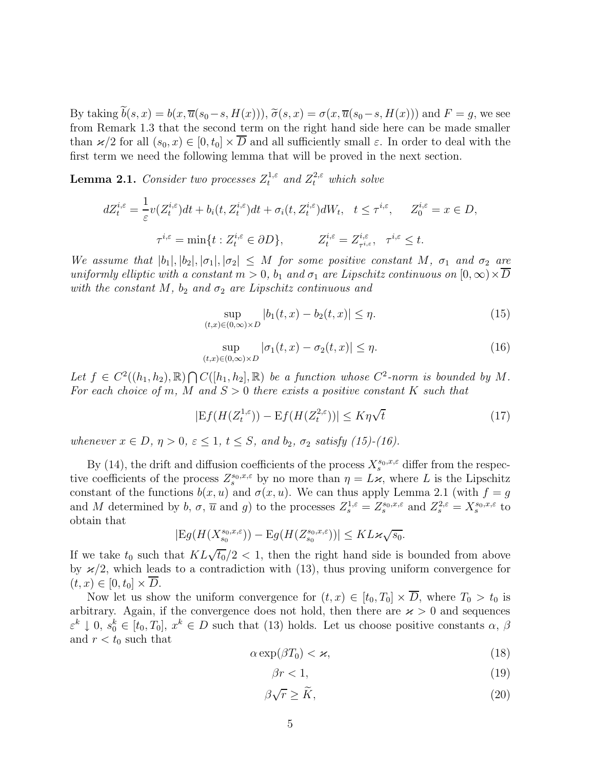By taking $\widetilde{b}(s,x) = b(x, \overline{u}(s_0 - s, H(x)))$, $\widetilde{\sigma}(s,x) = \sigma(x, \overline{u}(s_0 - s, H(x)))$ and $F = g$, we see from Remark 1.3 that the second term on the right hand side here can be made smaller than $\varkappa/2$ for all $(s_0, x) \in [0, t_0] \times \overline{D}$ and all sufficiently small $\varepsilon$. In order to deal with the first term we need the following lemma that will be proved in the next section.

**Lemma 2.1.** *Consider two processes $Z_t^{1,\varepsilon}$ and $Z_t^{2,\varepsilon}$ which solve*

$$dZ_t^{i,\varepsilon} = \frac{1}{\varepsilon} v(Z_t^{i,\varepsilon})dt + b_i(t, Z_t^{i,\varepsilon})dt + \sigma_i(t, Z_t^{i,\varepsilon})dW_t, \quad t \le \tau^{i,\varepsilon}, \qquad Z_0^{i,\varepsilon} = x \in D,$$

$$\tau^{i,\varepsilon} = \min\{t : Z_t^{i,\varepsilon} \in \partial D\}, \qquad Z_t^{i,\varepsilon} = Z_{\tau^{i,\varepsilon}}^{i,\varepsilon}, \quad \tau^{i,\varepsilon} \le t.$$

*We assume that $|b_1|, |b_2|, |\sigma_1|, |\sigma_2| \le M$ for some positive constant $M$, $\sigma_1$ and $\sigma_2$ are uniformly elliptic with a constant $m > 0$, $b_1$ and $\sigma_1$ are Lipschitz continuous on $[0, \infty) \times \overline{D}$ with the constant $M$, $b_2$ and $\sigma_2$ are Lipschitz continuous and*

$$\sup_{(t,x) \in (0,\infty) \times D} |b_1(t,x) - b_2(t,x)| \le \eta. \tag{15}$$

$$\sup_{(t,x) \in (0,\infty) \times D} |\sigma_1(t,x) - \sigma_2(t,x)| \le \eta. \tag{16}$$

*Let $f \in C^2((h_1, h_2), \mathbb{R}) \bigcap C([h_1, h_2], \mathbb{R})$ be a function whose $C^2$-norm is bounded by $M$. For each choice of $m$, $M$ and $S > 0$ there exists a positive constant $K$ such that*

$$|\mathrm{E} f(H(Z_t^{1,\varepsilon})) - \mathrm{E} f(H(Z_t^{2,\varepsilon}))| \le K \eta \sqrt{t} \tag{17}$$

*whenever $x \in D$, $\eta > 0$, $\varepsilon \le 1$, $t \le S$, and $b_2$, $\sigma_2$ satisfy (15)-(16).*

By (14), the drift and diffusion coefficients of the process $X_s^{s_0,x,\varepsilon}$ differ from the respective coefficients of the process $Z_s^{s_0,x,\varepsilon}$ by no more than $\eta = L\varkappa$, where $L$ is the Lipschitz constant of the functions $b(x,u)$ and $\sigma(x,u)$. We can thus apply Lemma 2.1 (with $f = g$ and $M$ determined by $b$, $\sigma$, $\overline{u}$ and $g$) to the processes $Z_s^{1,\varepsilon} = Z_s^{s_0,x,\varepsilon}$ and $Z_s^{2,\varepsilon} = X_s^{s_0,x,\varepsilon}$ to obtain that

$$|\mathrm{E} g(H(X_{s_0}^{s_0,x,\varepsilon})) - \mathrm{E} g(H(Z_{s_0}^{s_0,x,\varepsilon}))| \le K L \varkappa \sqrt{s_0}.$$

If we take $t_0$ such that $KL\sqrt{t_0}/2 < 1$, then the right hand side is bounded from above by $\varkappa/2$, which leads to a contradiction with (13), thus proving uniform convergence for $(t,x) \in [0, t_0] \times \overline{D}$.

Now let us show the uniform convergence for $(t,x) \in [t_0, T_0] \times \overline{D}$, where $T_0 > t_0$ is arbitrary. Again, if the convergence does not hold, then there are $\varkappa > 0$ and sequences $\varepsilon^k \downarrow 0$, $s_0^k \in [t_0, T_0]$, $x^k \in D$ such that (13) holds. Let us choose positive constants $\alpha$, $\beta$ and $r < t_0$ such that

$$\alpha \exp(\beta T_0) < \varkappa, \tag{18}$$

$$\beta r < 1, \tag{19}$$

$$\beta \sqrt{r} \ge \widetilde{K}, \tag{20}$$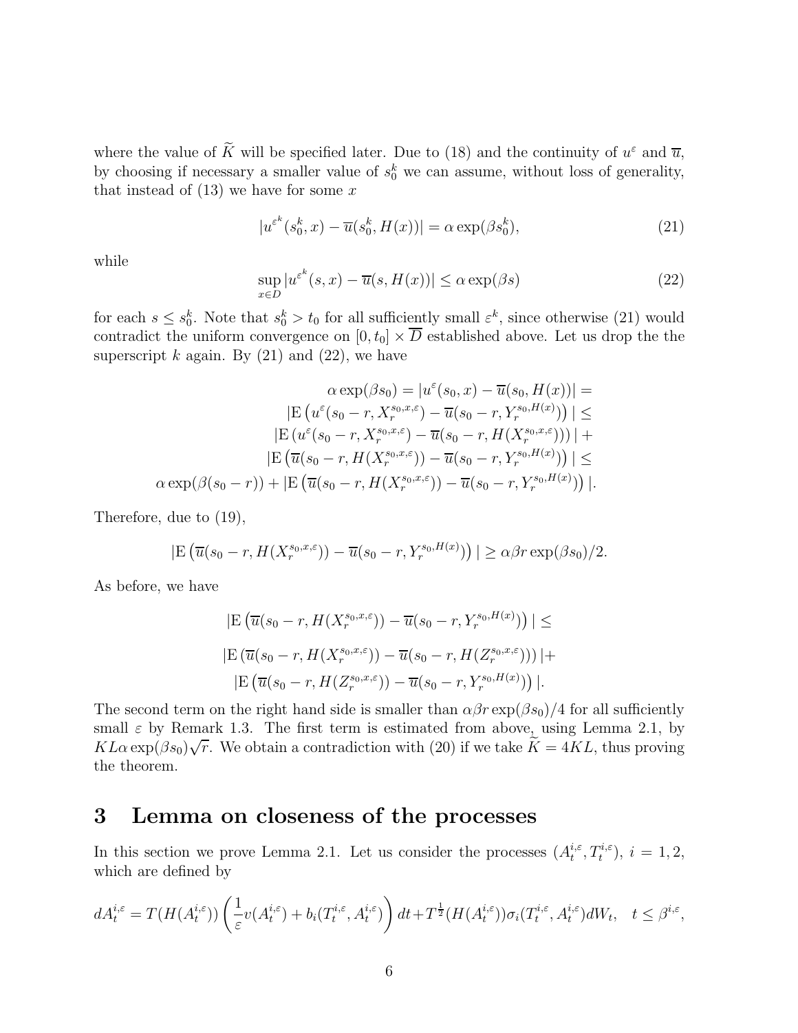where the value of $\widetilde{K}$ will be specified later. Due to (18) and the continuity of $u^\varepsilon$ and $\overline{u}$, by choosing if necessary a smaller value of $s_0^k$ we can assume, without loss of generality, that instead of (13) we have for some $x$

$$|u^{\varepsilon^k}(s_0^k, x) - \overline{u}(s_0^k, H(x))| = \alpha \exp(\beta s_0^k), \tag{21}$$

while

$$\sup_{x \in D} |u^{\varepsilon^k}(s, x) - \overline{u}(s, H(x))| \leq \alpha \exp(\beta s) \tag{22}$$

for each $s \leq s_0^k$. Note that $s_0^k > t_0$ for all sufficiently small $\varepsilon^k$, since otherwise (21) would contradict the uniform convergence on $[0, t_0] \times \overline{D}$ established above. Let us drop the the superscript $k$ again. By (21) and (22), we have

$$\begin{aligned}
\alpha \exp(\beta s_0) = |u^\varepsilon(s_0, x) - \overline{u}(s_0, H(x))| = \\
|\mathrm{E}\left(u^\varepsilon(s_0 - r, X_r^{s_0,x,\varepsilon}) - \overline{u}(s_0 - r, Y_r^{s_0,H(x)})\right)| \leq \\
|\mathrm{E}\left(u^\varepsilon(s_0 - r, X_r^{s_0,x,\varepsilon}) - \overline{u}(s_0 - r, H(X_r^{s_0,x,\varepsilon}))\right)| + \\
|\mathrm{E}\left(\overline{u}(s_0 - r, H(X_r^{s_0,x,\varepsilon})) - \overline{u}(s_0 - r, Y_r^{s_0,H(x)})\right)| \leq \\
\alpha \exp(\beta(s_0 - r)) + |\mathrm{E}\left(\overline{u}(s_0 - r, H(X_r^{s_0,x,\varepsilon})) - \overline{u}(s_0 - r, Y_r^{s_0,H(x)})\right)|.
\end{aligned}$$

Therefore, due to (19),

$$|\mathrm{E}\left(\overline{u}(s_0 - r, H(X_r^{s_0,x,\varepsilon})) - \overline{u}(s_0 - r, Y_r^{s_0,H(x)})\right)| \geq \alpha \beta r \exp(\beta s_0)/2.$$

As before, we have

$$\begin{aligned}
|\mathrm{E}\left(\overline{u}(s_0 - r, H(X_r^{s_0,x,\varepsilon})) - \overline{u}(s_0 - r, Y_r^{s_0,H(x)})\right)| \leq \\
|\mathrm{E}\left(\overline{u}(s_0 - r, H(X_r^{s_0,x,\varepsilon})) - \overline{u}(s_0 - r, H(Z_r^{s_0,x,\varepsilon}))\right)| + \\
|\mathrm{E}\left(\overline{u}(s_0 - r, H(Z_r^{s_0,x,\varepsilon})) - \overline{u}(s_0 - r, Y_r^{s_0,H(x)})\right)|.
\end{aligned}$$

The second term on the right hand side is smaller than $\alpha \beta r \exp(\beta s_0)/4$ for all sufficiently small $\varepsilon$ by Remark 1.3. The first term is estimated from above, using Lemma 2.1, by $KL\alpha \exp(\beta s_0)\sqrt{r}$. We obtain a contradiction with (20) if we take $\widetilde{K} = 4KL$, thus proving the theorem.

# 3 Lemma on closeness of the processes

In this section we prove Lemma 2.1. Let us consider the processes $(A_t^{i,\varepsilon}, T_t^{i,\varepsilon})$, $i = 1, 2$, which are defined by

$$dA_t^{i,\varepsilon} = T(H(A_t^{i,\varepsilon}))\left(\frac{1}{\varepsilon}v(A_t^{i,\varepsilon}) + b_i(T_t^{i,\varepsilon}, A_t^{i,\varepsilon})\right)dt + T^{\frac{1}{2}}(H(A_t^{i,\varepsilon}))\sigma_i(T_t^{i,\varepsilon}, A_t^{i,\varepsilon})dW_t, \quad t \leq \beta^{i,\varepsilon},$$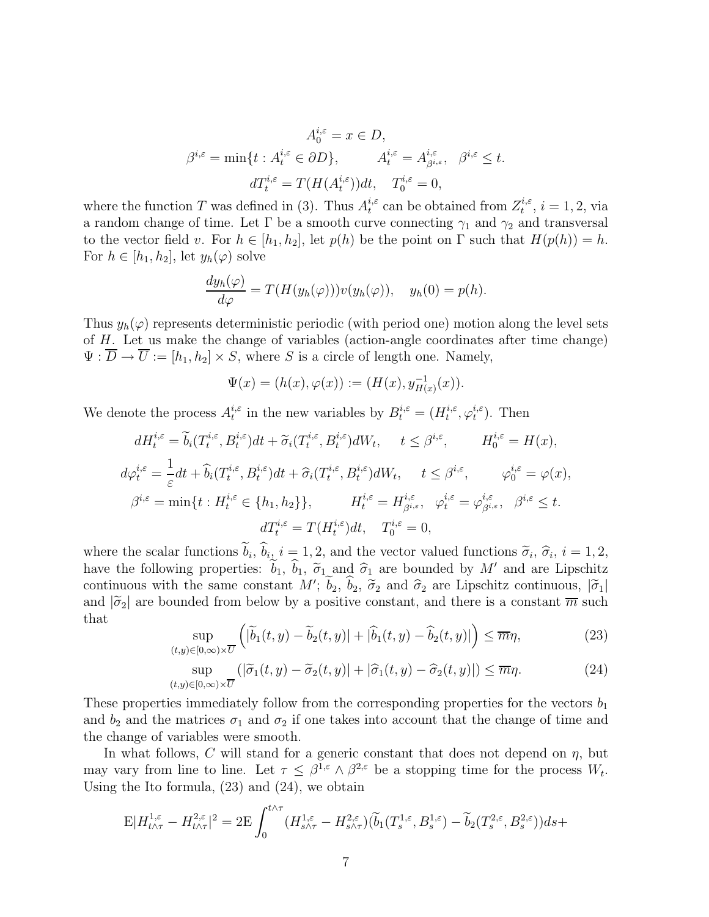$$A_0^{i,\varepsilon} = x \in D,$$

$$\beta^{i,\varepsilon} = \min\{t : A_t^{i,\varepsilon} \in \partial D\}, \qquad A_t^{i,\varepsilon} = A_{\beta^{i,\varepsilon}}^{i,\varepsilon}, \quad \beta^{i,\varepsilon} \le t.$$

$$dT_t^{i,\varepsilon} = T(H(A_t^{i,\varepsilon}))dt, \quad T_0^{i,\varepsilon} = 0,$$

where the function $T$ was defined in (3). Thus $A_t^{i,\varepsilon}$ can be obtained from $Z_t^{i,\varepsilon}$, $i = 1, 2$, via a random change of time. Let $\Gamma$ be a smooth curve connecting $\gamma_1$ and $\gamma_2$ and transversal to the vector field $v$. For $h \in [h_1, h_2]$, let $p(h)$ be the point on $\Gamma$ such that $H(p(h)) = h$. For $h \in [h_1, h_2]$, let $y_h(\varphi)$ solve

$$\frac{dy_h(\varphi)}{d\varphi} = T(H(y_h(\varphi)))v(y_h(\varphi)), \quad y_h(0) = p(h).$$

Thus $y_h(\varphi)$ represents deterministic periodic (with period one) motion along the level sets of $H$. Let us make the change of variables (action-angle coordinates after time change) $\Psi : \overline{D} \to \overline{U} := [h_1, h_2] \times S$, where $S$ is a circle of length one. Namely,

$$\Psi(x) = (h(x), \varphi(x)) := (H(x), y_{H(x)}^{-1}(x)).$$

We denote the process $A_t^{i,\varepsilon}$ in the new variables by $B_t^{i,\varepsilon} = (H_t^{i,\varepsilon}, \varphi_t^{i,\varepsilon})$. Then

$$dH_t^{i,\varepsilon} = \widetilde{b}_i(T_t^{i,\varepsilon}, B_t^{i,\varepsilon})dt + \widetilde{\sigma}_i(T_t^{i,\varepsilon}, B_t^{i,\varepsilon})dW_t, \quad t \le \beta^{i,\varepsilon}, \qquad H_0^{i,\varepsilon} = H(x),$$

$$d\varphi_t^{i,\varepsilon} = \frac{1}{\varepsilon}dt + \widehat{b}_i(T_t^{i,\varepsilon}, B_t^{i,\varepsilon})dt + \widehat{\sigma}_i(T_t^{i,\varepsilon}, B_t^{i,\varepsilon})dW_t, \quad t \le \beta^{i,\varepsilon}, \qquad \varphi_0^{i,\varepsilon} = \varphi(x),$$

$$\beta^{i,\varepsilon} = \min\{t : H_t^{i,\varepsilon} \in \{h_1, h_2\}\}, \qquad H_t^{i,\varepsilon} = H_{\beta^{i,\varepsilon}}^{i,\varepsilon}, \quad \varphi_t^{i,\varepsilon} = \varphi_{\beta^{i,\varepsilon}}^{i,\varepsilon}, \quad \beta^{i,\varepsilon} \le t.$$

$$dT_t^{i,\varepsilon} = T(H_t^{i,\varepsilon})dt, \quad T_0^{i,\varepsilon} = 0,$$

where the scalar functions $\widetilde{b}_i$, $\widehat{b}_i$, $i = 1, 2$, and the vector valued functions $\widetilde{\sigma}_i$, $\widehat{\sigma}_i$, $i = 1, 2$, have the following properties: $\widetilde{b}_1$, $\widehat{b}_1$, $\widetilde{\sigma}_1$ and $\widehat{\sigma}_1$ are bounded by $M'$ and are Lipschitz continuous with the same constant $M'$; $\widetilde{b}_2$, $\widehat{b}_2$, $\widetilde{\sigma}_2$ and $\widehat{\sigma}_2$ are Lipschitz continuous, $|\widetilde{\sigma}_1|$ and $|\widetilde{\sigma}_2|$ are bounded from below by a positive constant, and there is a constant $\overline{m}$ such that

$$\sup_{(t,y) \in [0,\infty) \times \overline{U}} \left( |\widetilde{b}_1(t, y) - \widetilde{b}_2(t, y)| + |\widehat{b}_1(t, y) - \widehat{b}_2(t, y)| \right) \le \overline{m}\eta, \tag{23}$$

$$\sup_{(t,y) \in [0,\infty) \times \overline{U}} \left( |\widetilde{\sigma}_1(t, y) - \widetilde{\sigma}_2(t, y)| + |\widehat{\sigma}_1(t, y) - \widehat{\sigma}_2(t, y)| \right) \le \overline{m}\eta. \tag{24}$$

These properties immediately follow from the corresponding properties for the vectors $b_1$ and $b_2$ and the matrices $\sigma_1$ and $\sigma_2$ if one takes into account that the change of time and the change of variables were smooth.

In what follows, $C$ will stand for a generic constant that does not depend on $\eta$, but may vary from line to line. Let $\tau \le \beta^{1,\varepsilon} \wedge \beta^{2,\varepsilon}$ be a stopping time for the process $W_t$. Using the Ito formula, (23) and (24), we obtain

$$\mathrm{E}|H_{t\wedge\tau}^{1,\varepsilon} - H_{t\wedge\tau}^{2,\varepsilon}|^2 = 2\mathrm{E}\int_0^{t\wedge\tau} (H_{s\wedge\tau}^{1,\varepsilon} - H_{s\wedge\tau}^{2,\varepsilon})(\widetilde{b}_1(T_s^{1,\varepsilon}, B_s^{1,\varepsilon}) - \widetilde{b}_2(T_s^{2,\varepsilon}, B_s^{2,\varepsilon}))ds +$$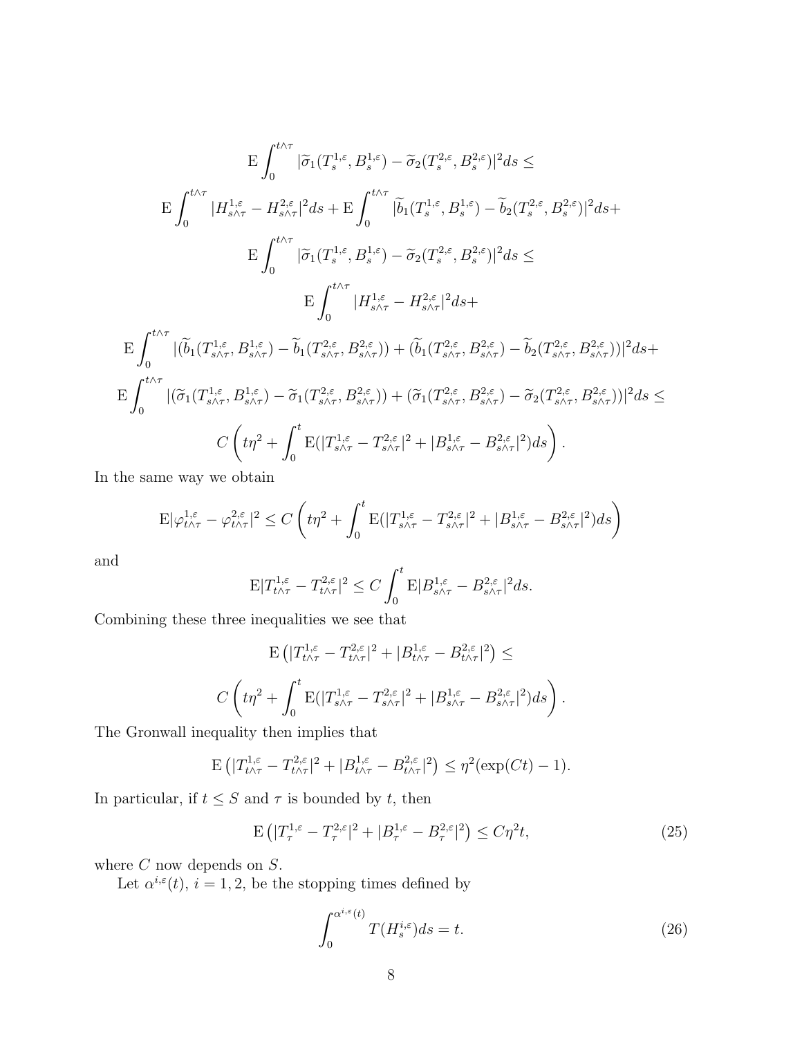$$\mathrm{E}\int_0^{t\wedge\tau} |\widetilde{\sigma}_1(T_s^{1,\varepsilon}, B_s^{1,\varepsilon}) - \widetilde{\sigma}_2(T_s^{2,\varepsilon}, B_s^{2,\varepsilon})|^2 ds \leq$$

$$\mathrm{E}\int_0^{t\wedge\tau} |H_{s\wedge\tau}^{1,\varepsilon} - H_{s\wedge\tau}^{2,\varepsilon}|^2 ds + \mathrm{E}\int_0^{t\wedge\tau} |\widetilde{b}_1(T_s^{1,\varepsilon}, B_s^{1,\varepsilon}) - \widetilde{b}_2(T_s^{2,\varepsilon}, B_s^{2,\varepsilon})|^2 ds +$$

$$\mathrm{E}\int_0^{t\wedge\tau} |\widetilde{\sigma}_1(T_s^{1,\varepsilon}, B_s^{1,\varepsilon}) - \widetilde{\sigma}_2(T_s^{2,\varepsilon}, B_s^{2,\varepsilon})|^2 ds \leq$$

$$\mathrm{E}\int_0^{t\wedge\tau} |H_{s\wedge\tau}^{1,\varepsilon} - H_{s\wedge\tau}^{2,\varepsilon}|^2 ds +$$

$$\mathrm{E}\int_0^{t\wedge\tau} |(\widetilde{b}_1(T_{s\wedge\tau}^{1,\varepsilon}, B_{s\wedge\tau}^{1,\varepsilon}) - \widetilde{b}_1(T_{s\wedge\tau}^{2,\varepsilon}, B_{s\wedge\tau}^{2,\varepsilon})) + (\widetilde{b}_1(T_{s\wedge\tau}^{2,\varepsilon}, B_{s\wedge\tau}^{2,\varepsilon}) - \widetilde{b}_2(T_{s\wedge\tau}^{2,\varepsilon}, B_{s\wedge\tau}^{2,\varepsilon}))|^2 ds +$$

$$\mathrm{E}\int_0^{t\wedge\tau} |(\widetilde{\sigma}_1(T_{s\wedge\tau}^{1,\varepsilon}, B_{s\wedge\tau}^{1,\varepsilon}) - \widetilde{\sigma}_1(T_{s\wedge\tau}^{2,\varepsilon}, B_{s\wedge\tau}^{2,\varepsilon})) + (\widetilde{\sigma}_1(T_{s\wedge\tau}^{2,\varepsilon}, B_{s\wedge\tau}^{2,\varepsilon}) - \widetilde{\sigma}_2(T_{s\wedge\tau}^{2,\varepsilon}, B_{s\wedge\tau}^{2,\varepsilon}))|^2 ds \leq$$

$$C\left(t\eta^2 + \int_0^t \mathrm{E}(|T_{s\wedge\tau}^{1,\varepsilon} - T_{s\wedge\tau}^{2,\varepsilon}|^2 + |B_{s\wedge\tau}^{1,\varepsilon} - B_{s\wedge\tau}^{2,\varepsilon}|^2) ds\right).$$

In the same way we obtain

$$\mathrm{E}|\varphi_{t\wedge\tau}^{1,\varepsilon} - \varphi_{t\wedge\tau}^{2,\varepsilon}|^2 \leq C\left(t\eta^2 + \int_0^t \mathrm{E}(|T_{s\wedge\tau}^{1,\varepsilon} - T_{s\wedge\tau}^{2,\varepsilon}|^2 + |B_{s\wedge\tau}^{1,\varepsilon} - B_{s\wedge\tau}^{2,\varepsilon}|^2) ds\right)$$

and

$$\mathrm{E}|T_{t\wedge\tau}^{1,\varepsilon} - T_{t\wedge\tau}^{2,\varepsilon}|^2 \leq C\int_0^t \mathrm{E}|B_{s\wedge\tau}^{1,\varepsilon} - B_{s\wedge\tau}^{2,\varepsilon}|^2 ds.$$

Combining these three inequalities we see that

$$\mathrm{E}\left(|T_{t\wedge\tau}^{1,\varepsilon} - T_{t\wedge\tau}^{2,\varepsilon}|^2 + |B_{t\wedge\tau}^{1,\varepsilon} - B_{t\wedge\tau}^{2,\varepsilon}|^2\right) \leq$$

$$C\left(t\eta^2 + \int_0^t \mathrm{E}(|T_{s\wedge\tau}^{1,\varepsilon} - T_{s\wedge\tau}^{2,\varepsilon}|^2 + |B_{s\wedge\tau}^{1,\varepsilon} - B_{s\wedge\tau}^{2,\varepsilon}|^2) ds\right).$$

The Gronwall inequality then implies that

$$\mathrm{E}\left(|T_{t\wedge\tau}^{1,\varepsilon} - T_{t\wedge\tau}^{2,\varepsilon}|^2 + |B_{t\wedge\tau}^{1,\varepsilon} - B_{t\wedge\tau}^{2,\varepsilon}|^2\right) \leq \eta^2(\exp(Ct) - 1).$$

In particular, if $t \leq S$ and $\tau$ is bounded by $t$, then

$$\mathrm{E}\left(|T_\tau^{1,\varepsilon} - T_\tau^{2,\varepsilon}|^2 + |B_\tau^{1,\varepsilon} - B_\tau^{2,\varepsilon}|^2\right) \leq C\eta^2 t, \tag{25}$$

where $C$ now depends on $S$.

Let $\alpha^{i,\varepsilon}(t)$, $i = 1, 2$, be the stopping times defined by

$$\int_0^{\alpha^{i,\varepsilon}(t)} T(H_s^{i,\varepsilon}) ds = t. \tag{26}$$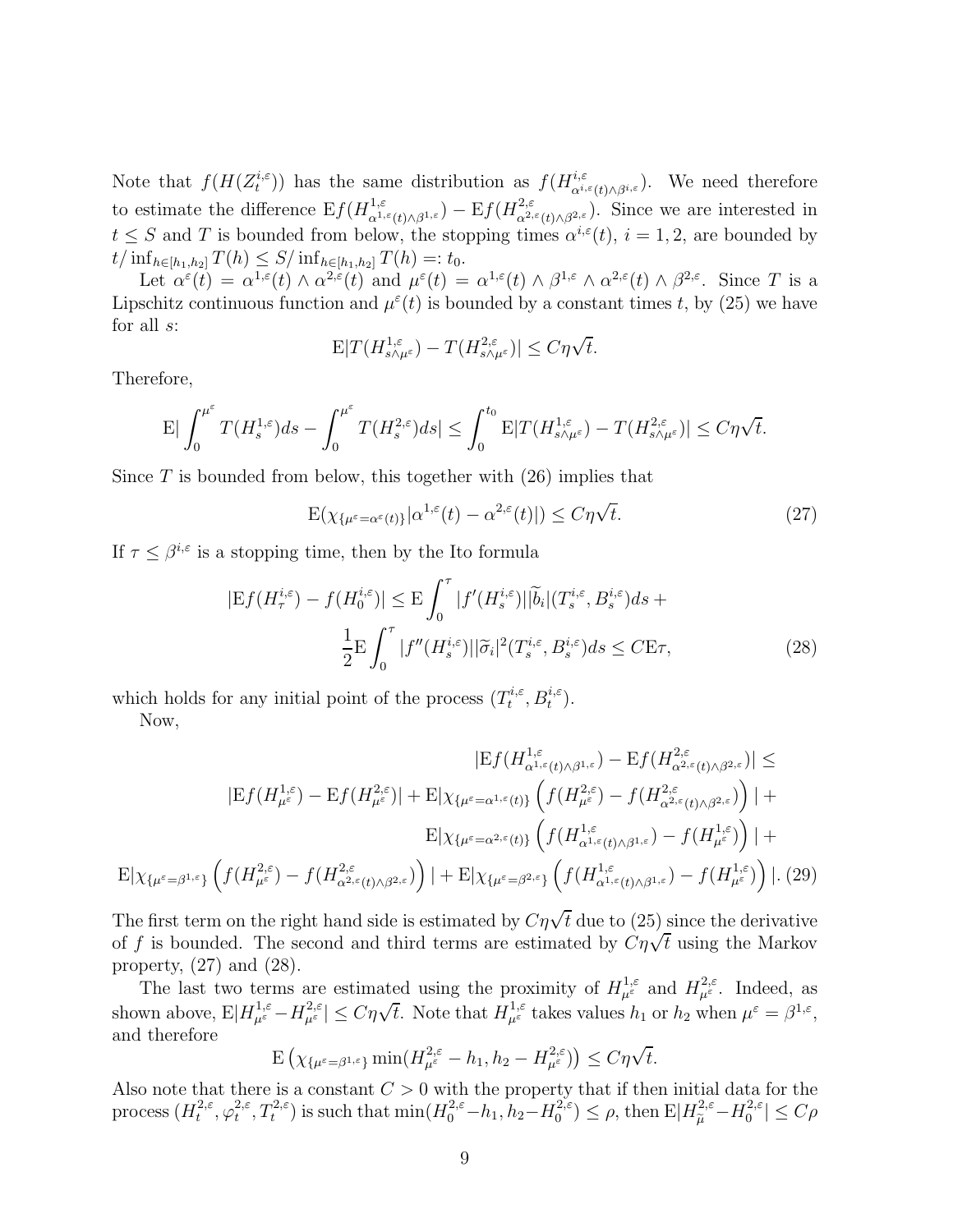Note that $f(H(Z_t^{i,\varepsilon}))$ has the same distribution as $f(H^{i,\varepsilon}_{\alpha^{i,\varepsilon}(t)\wedge\beta^{i,\varepsilon}})$. We need therefore to estimate the difference $\mathrm{E}f(H^{1,\varepsilon}_{\alpha^{1,\varepsilon}(t)\wedge\beta^{1,\varepsilon}}) - \mathrm{E}f(H^{2,\varepsilon}_{\alpha^{2,\varepsilon}(t)\wedge\beta^{2,\varepsilon}})$. Since we are interested in $t \leq S$ and $T$ is bounded from below, the stopping times $\alpha^{i,\varepsilon}(t)$, $i = 1, 2$, are bounded by $t/\inf_{h\in[h_1,h_2]} T(h) \leq S/\inf_{h\in[h_1,h_2]} T(h) =: t_0$.

Let $\alpha^\varepsilon(t) = \alpha^{1,\varepsilon}(t) \wedge \alpha^{2,\varepsilon}(t)$ and $\mu^\varepsilon(t) = \alpha^{1,\varepsilon}(t) \wedge \beta^{1,\varepsilon} \wedge \alpha^{2,\varepsilon}(t) \wedge \beta^{2,\varepsilon}$. Since $T$ is a Lipschitz continuous function and $\mu^\varepsilon(t)$ is bounded by a constant times $t$, by (25) we have for all $s$:

$$\mathrm{E}|T(H^{1,\varepsilon}_{s\wedge\mu^\varepsilon}) - T(H^{2,\varepsilon}_{s\wedge\mu^\varepsilon})| \leq C\eta\sqrt{t}.$$

Therefore,

$$\mathrm{E}|\int_0^{\mu^\varepsilon} T(H^{1,\varepsilon}_s)ds - \int_0^{\mu^\varepsilon} T(H^{2,\varepsilon}_s)ds| \leq \int_0^{t_0} \mathrm{E}|T(H^{1,\varepsilon}_{s\wedge\mu^\varepsilon}) - T(H^{2,\varepsilon}_{s\wedge\mu^\varepsilon})| \leq C\eta\sqrt{t}.$$

Since $T$ is bounded from below, this together with (26) implies that

$$\mathrm{E}(\chi_{\{\mu^\varepsilon=\alpha^\varepsilon(t)\}}|\alpha^{1,\varepsilon}(t) - \alpha^{2,\varepsilon}(t)|) \leq C\eta\sqrt{t}. \tag{27}$$

If $\tau \leq \beta^{i,\varepsilon}$ is a stopping time, then by the Ito formula

$$|\mathrm{E}f(H^{i,\varepsilon}_\tau) - f(H^{i,\varepsilon}_0)| \leq \mathrm{E}\int_0^\tau |f'(H^{i,\varepsilon}_s)||\widetilde{b}_i|(T^{i,\varepsilon}_s, B^{i,\varepsilon}_s)ds + \frac{1}{2}\mathrm{E}\int_0^\tau |f''(H^{i,\varepsilon}_s)||\widetilde{\sigma}_i|^2(T^{i,\varepsilon}_s, B^{i,\varepsilon}_s)ds \leq C\mathrm{E}\tau, \tag{28}$$

which holds for any initial point of the process $(T^{i,\varepsilon}_t, B^{i,\varepsilon}_t)$.

Now,

$$\begin{aligned}
&|\mathrm{E}f(H^{1,\varepsilon}_{\alpha^{1,\varepsilon}(t)\wedge\beta^{1,\varepsilon}}) - \mathrm{E}f(H^{2,\varepsilon}_{\alpha^{2,\varepsilon}(t)\wedge\beta^{2,\varepsilon}})| \leq \\
&|\mathrm{E}f(H^{1,\varepsilon}_{\mu^\varepsilon}) - \mathrm{E}f(H^{2,\varepsilon}_{\mu^\varepsilon})| + \mathrm{E}|\chi_{\{\mu^\varepsilon=\alpha^{1,\varepsilon}(t)\}}\left(f(H^{2,\varepsilon}_{\mu^\varepsilon}) - f(H^{2,\varepsilon}_{\alpha^{2,\varepsilon}(t)\wedge\beta^{2,\varepsilon}})\right)| + \\
&\mathrm{E}|\chi_{\{\mu^\varepsilon=\alpha^{2,\varepsilon}(t)\}}\left(f(H^{1,\varepsilon}_{\alpha^{1,\varepsilon}(t)\wedge\beta^{1,\varepsilon}}) - f(H^{1,\varepsilon}_{\mu^\varepsilon})\right)| + \\
&\mathrm{E}|\chi_{\{\mu^\varepsilon=\beta^{1,\varepsilon}\}}\left(f(H^{2,\varepsilon}_{\mu^\varepsilon}) - f(H^{2,\varepsilon}_{\alpha^{2,\varepsilon}(t)\wedge\beta^{2,\varepsilon}})\right)| + \mathrm{E}|\chi_{\{\mu^\varepsilon=\beta^{2,\varepsilon}\}}\left(f(H^{1,\varepsilon}_{\alpha^{1,\varepsilon}(t)\wedge\beta^{1,\varepsilon}}) - f(H^{1,\varepsilon}_{\mu^\varepsilon})\right)|.
\end{aligned} \tag{29}$$

The first term on the right hand side is estimated by $C\eta\sqrt{t}$ due to (25) since the derivative of $f$ is bounded. The second and third terms are estimated by $C\eta\sqrt{t}$ using the Markov property, (27) and (28).

The last two terms are estimated using the proximity of $H^{1,\varepsilon}_{\mu^\varepsilon}$ and $H^{2,\varepsilon}_{\mu^\varepsilon}$. Indeed, as shown above, $\mathrm{E}|H^{1,\varepsilon}_{\mu^\varepsilon} - H^{2,\varepsilon}_{\mu^\varepsilon}| \leq C\eta\sqrt{t}$. Note that $H^{1,\varepsilon}_{\mu^\varepsilon}$ takes values $h_1$ or $h_2$ when $\mu^\varepsilon = \beta^{1,\varepsilon}$, and therefore

$$\mathrm{E}\left(\chi_{\{\mu^\varepsilon=\beta^{1,\varepsilon}\}}\min(H^{2,\varepsilon}_{\mu^\varepsilon} - h_1, h_2 - H^{2,\varepsilon}_{\mu^\varepsilon})\right) \leq C\eta\sqrt{t}.$$

Also note that there is a constant $C > 0$ with the property that if then initial data for the process $(H^{2,\varepsilon}_t, \varphi^{2,\varepsilon}_t, T^{2,\varepsilon}_t)$ is such that $\min(H^{2,\varepsilon}_0 - h_1, h_2 - H^{2,\varepsilon}_0) \leq \rho$, then $\mathrm{E}|H^{2,\varepsilon}_{\widetilde{\mu}} - H^{2,\varepsilon}_0| \leq C\rho$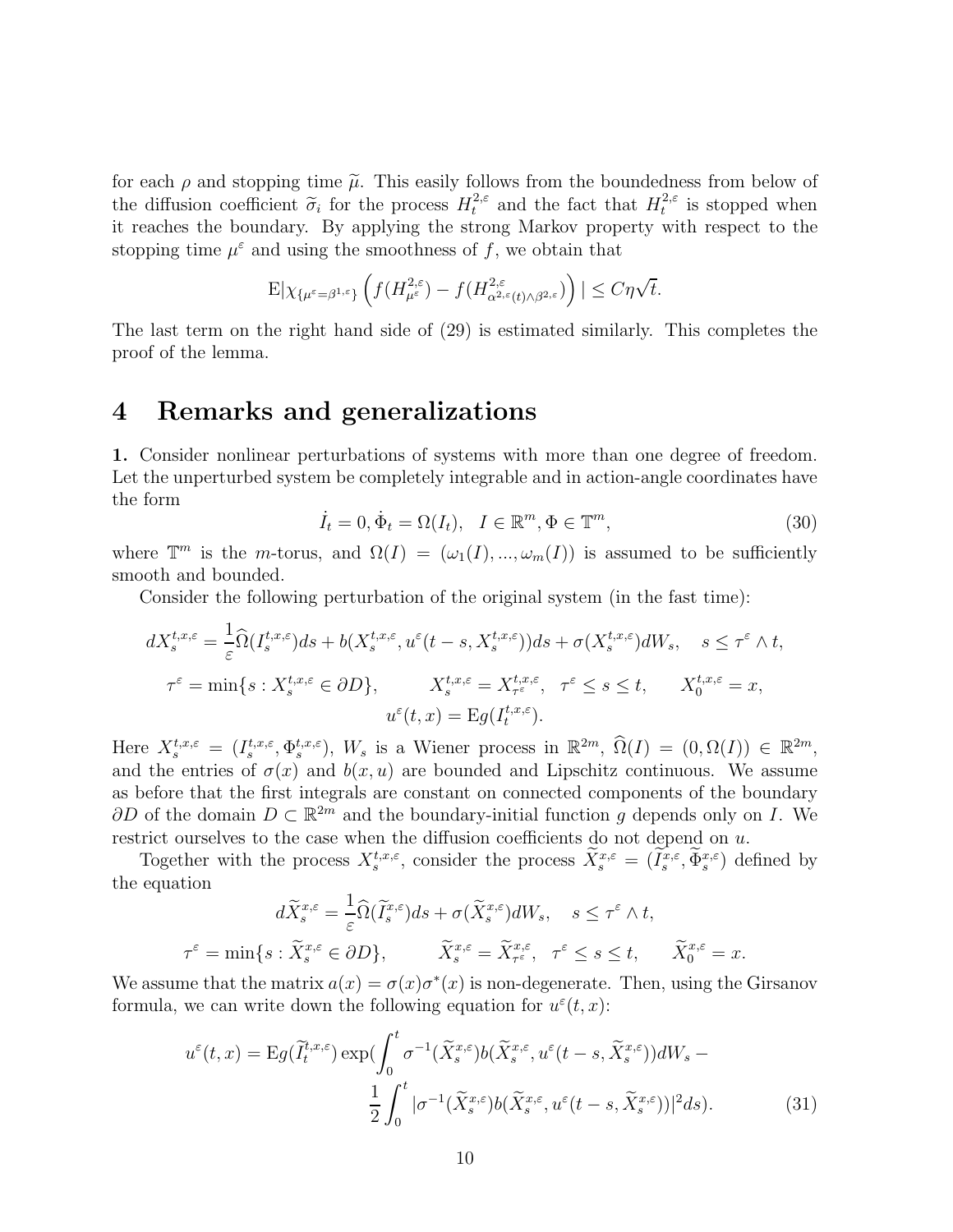for each $\rho$ and stopping time $\widetilde{\mu}$. This easily follows from the boundedness from below of the diffusion coefficient $\widetilde{\sigma}_i$ for the process $H^{2,\varepsilon}_t$ and the fact that $H^{2,\varepsilon}_t$ is stopped when it reaches the boundary. By applying the strong Markov property with respect to the stopping time $\mu^\varepsilon$ and using the smoothness of $f$, we obtain that

$$\mathrm{E}|\chi_{\{\mu^\varepsilon=\beta^{1,\varepsilon}\}}\left(f(H^{2,\varepsilon}_{\mu^\varepsilon}) - f(H^{2,\varepsilon}_{\alpha^{2,\varepsilon}(t)\wedge\beta^{2,\varepsilon}})\right)| \le C\eta\sqrt{t}.$$

The last term on the right hand side of (29) is estimated similarly. This completes the proof of the lemma.

# 4 Remarks and generalizations

**1.** Consider nonlinear perturbations of systems with more than one degree of freedom. Let the unperturbed system be completely integrable and in action-angle coordinates have the form

$$\dot{I}_t = 0, \dot{\Phi}_t = \Omega(I_t), \quad I \in \mathbb{R}^m, \Phi \in \mathbb{T}^m, \tag{30}$$

where $\mathbb{T}^m$ is the $m$-torus, and $\Omega(I) = (\omega_1(I), ..., \omega_m(I))$ is assumed to be sufficiently smooth and bounded.

Consider the following perturbation of the original system (in the fast time):

$$dX^{t,x,\varepsilon}_s = \frac{1}{\varepsilon}\widehat{\Omega}(I^{t,x,\varepsilon}_s)ds + b(X^{t,x,\varepsilon}_s, u^\varepsilon(t-s, X^{t,x,\varepsilon}_s))ds + \sigma(X^{t,x,\varepsilon}_s)dW_s, \quad s \le \tau^\varepsilon \wedge t,$$

$$\tau^\varepsilon = \min\{s : X^{t,x,\varepsilon}_s \in \partial D\}, \qquad X^{t,x,\varepsilon}_s = X^{t,x,\varepsilon}_{\tau^\varepsilon}, \quad \tau^\varepsilon \le s \le t, \qquad X^{t,x,\varepsilon}_0 = x,$$

$$u^\varepsilon(t,x) = \mathrm{E}g(I^{t,x,\varepsilon}_t).$$

Here $X^{t,x,\varepsilon}_s = (I^{t,x,\varepsilon}_s, \Phi^{t,x,\varepsilon}_s)$, $W_s$ is a Wiener process in $\mathbb{R}^{2m}$, $\widehat{\Omega}(I) = (0, \Omega(I)) \in \mathbb{R}^{2m}$, and the entries of $\sigma(x)$ and $b(x,u)$ are bounded and Lipschitz continuous. We assume as before that the first integrals are constant on connected components of the boundary $\partial D$ of the domain $D \subset \mathbb{R}^{2m}$ and the boundary-initial function $g$ depends only on $I$. We restrict ourselves to the case when the diffusion coefficients do not depend on $u$.

Together with the process $X^{x,\varepsilon}_s$, consider the process $\widetilde{X}^{x,\varepsilon}_s = (\widetilde{I}^{x,\varepsilon}_s, \widetilde{\Phi}^{x,\varepsilon}_s)$ defined by the equation

$$d\widetilde{X}^{x,\varepsilon}_s = \frac{1}{\varepsilon}\widehat{\Omega}(\widetilde{I}^{x,\varepsilon}_s)ds + \sigma(\widetilde{X}^{x,\varepsilon}_s)dW_s, \quad s \le \tau^\varepsilon \wedge t,$$

$$\tau^\varepsilon = \min\{s : \widetilde{X}^{x,\varepsilon}_s \in \partial D\}, \qquad \widetilde{X}^{x,\varepsilon}_s = \widetilde{X}^{x,\varepsilon}_{\tau^\varepsilon}, \quad \tau^\varepsilon \le s \le t, \qquad \widetilde{X}^{x,\varepsilon}_0 = x.$$

We assume that the matrix $a(x) = \sigma(x)\sigma^*(x)$ is non-degenerate. Then, using the Girsanov formula, we can write down the following equation for $u^\varepsilon(t,x)$:

$$u^\varepsilon(t,x) = \mathrm{E}g(\widetilde{I}^{t,x,\varepsilon}_t)\exp\Big(\int_0^t \sigma^{-1}(\widetilde{X}^{x,\varepsilon}_s)b(\widetilde{X}^{x,\varepsilon}_s, u^\varepsilon(t-s, \widetilde{X}^{x,\varepsilon}_s))dW_s - \frac{1}{2}\int_0^t |\sigma^{-1}(\widetilde{X}^{x,\varepsilon}_s)b(\widetilde{X}^{x,\varepsilon}_s, u^\varepsilon(t-s, \widetilde{X}^{x,\varepsilon}_s))|^2 ds\Big). \tag{31}$$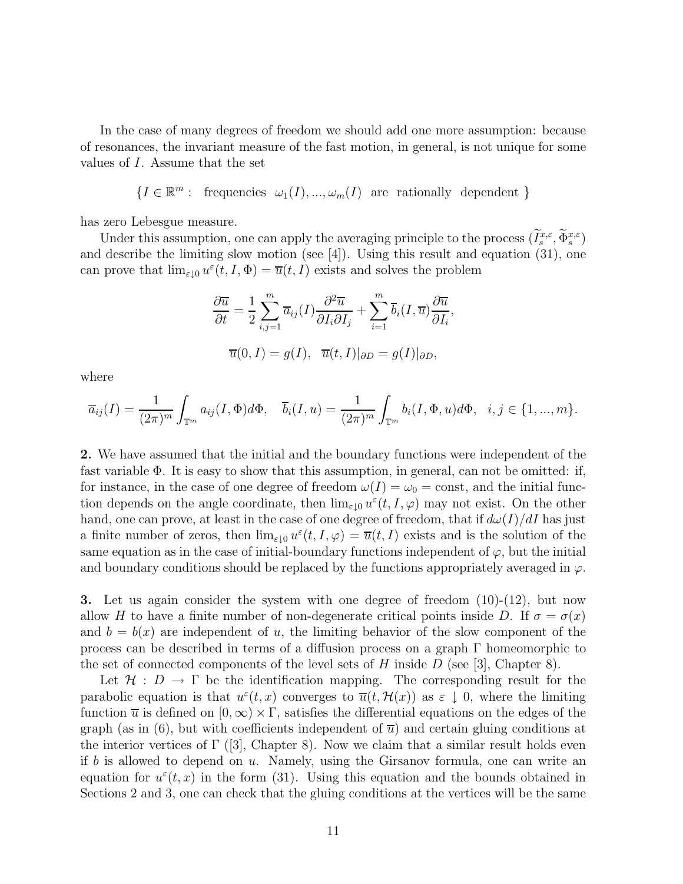In the case of many degrees of freedom we should add one more assumption: because of resonances, the invariant measure of the fast motion, in general, is not unique for some values of $I$. Assume that the set

$$\{I \in \mathbb{R}^m : \text{ frequencies } \omega_1(I), ..., \omega_m(I) \text{ are rationally dependent } \}$$

has zero Lebesgue measure.

Under this assumption, one can apply the averaging principle to the process $(\widetilde{I}_s^{x,\varepsilon}, \widetilde{\Phi}_s^{x,\varepsilon})$ and describe the limiting slow motion (see [4]). Using this result and equation (31), one can prove that $\lim_{\varepsilon \downarrow 0} u^\varepsilon(t, I, \Phi) = \overline{u}(t, I)$ exists and solves the problem

$$\frac{\partial \overline{u}}{\partial t} = \frac{1}{2} \sum_{i,j=1}^{m} \overline{a}_{ij}(I) \frac{\partial^2 \overline{u}}{\partial I_i \partial I_j} + \sum_{i=1}^{m} \overline{b}_i(I, \overline{u}) \frac{\partial \overline{u}}{\partial I_i},$$

$$\overline{u}(0, I) = g(I), \quad \overline{u}(t, I)|_{\partial D} = g(I)|_{\partial D},$$

where

$$\overline{a}_{ij}(I) = \frac{1}{(2\pi)^m} \int_{\mathbb{T}^m} a_{ij}(I, \Phi) d\Phi, \quad \overline{b}_i(I, u) = \frac{1}{(2\pi)^m} \int_{\mathbb{T}^m} b_i(I, \Phi, u) d\Phi, \quad i, j \in \{1, ..., m\}.$$

**2.** We have assumed that the initial and the boundary functions were independent of the fast variable $\Phi$. It is easy to show that this assumption, in general, can not be omitted: if, for instance, in the case of one degree of freedom $\omega(I) = \omega_0 = \text{const}$, and the initial function depends on the angle coordinate, then $\lim_{\varepsilon \downarrow 0} u^\varepsilon(t, I, \varphi)$ may not exist. On the other hand, one can prove, at least in the case of one degree of freedom, that if $d\omega(I)/dI$ has just a finite number of zeros, then $\lim_{\varepsilon \downarrow 0} u^\varepsilon(t, I, \varphi) = \overline{u}(t, I)$ exists and is the solution of the same equation as in the case of initial-boundary functions independent of $\varphi$, but the initial and boundary conditions should be replaced by the functions appropriately averaged in $\varphi$.

**3.** Let us again consider the system with one degree of freedom (10)-(12), but now allow $H$ to have a finite number of non-degenerate critical points inside $D$. If $\sigma = \sigma(x)$ and $b = b(x)$ are independent of $u$, the limiting behavior of the slow component of the process can be described in terms of a diffusion process on a graph $\Gamma$ homeomorphic to the set of connected components of the level sets of $H$ inside $D$ (see [3], Chapter 8).

Let $\mathcal{H} : D \to \Gamma$ be the identification mapping. The corresponding result for the parabolic equation is that $u^\varepsilon(t, x)$ converges to $\overline{u}(t, \mathcal{H}(x))$ as $\varepsilon \downarrow 0$, where the limiting function $\overline{u}$ is defined on $[0, \infty) \times \Gamma$, satisfies the differential equations on the edges of the graph (as in (6), but with coefficients independent of $\overline{u}$) and certain gluing conditions at the interior vertices of $\Gamma$ ([3], Chapter 8). Now we claim that a similar result holds even if $b$ is allowed to depend on $u$. Namely, using the Girsanov formula, one can write an equation for $u^\varepsilon(t, x)$ in the form (31). Using this equation and the bounds obtained in Sections 2 and 3, one can check that the gluing conditions at the vertices will be the same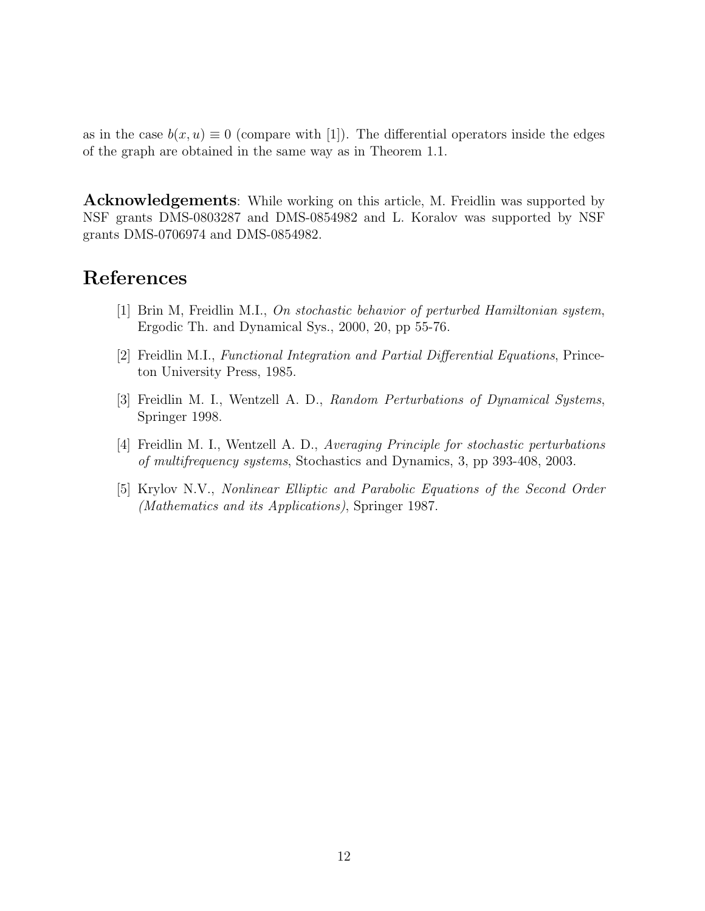as in the case $b(x, u) \equiv 0$ (compare with [1]). The differential operators inside the edges of the graph are obtained in the same way as in Theorem 1.1.

**Acknowledgements**: While working on this article, M. Freidlin was supported by NSF grants DMS-0803287 and DMS-0854982 and L. Koralov was supported by NSF grants DMS-0706974 and DMS-0854982.

# References

[1] Brin M, Freidlin M.I., *On stochastic behavior of perturbed Hamiltonian system*, Ergodic Th. and Dynamical Sys., 2000, 20, pp 55-76.

[2] Freidlin M.I., *Functional Integration and Partial Differential Equations*, Princeton University Press, 1985.

[3] Freidlin M. I., Wentzell A. D., *Random Perturbations of Dynamical Systems*, Springer 1998.

[4] Freidlin M. I., Wentzell A. D., *Averaging Principle for stochastic perturbations of multifrequency systems*, Stochastics and Dynamics, 3, pp 393-408, 2003.

[5] Krylov N.V., *Nonlinear Elliptic and Parabolic Equations of the Second Order (Mathematics and its Applications)*, Springer 1987.